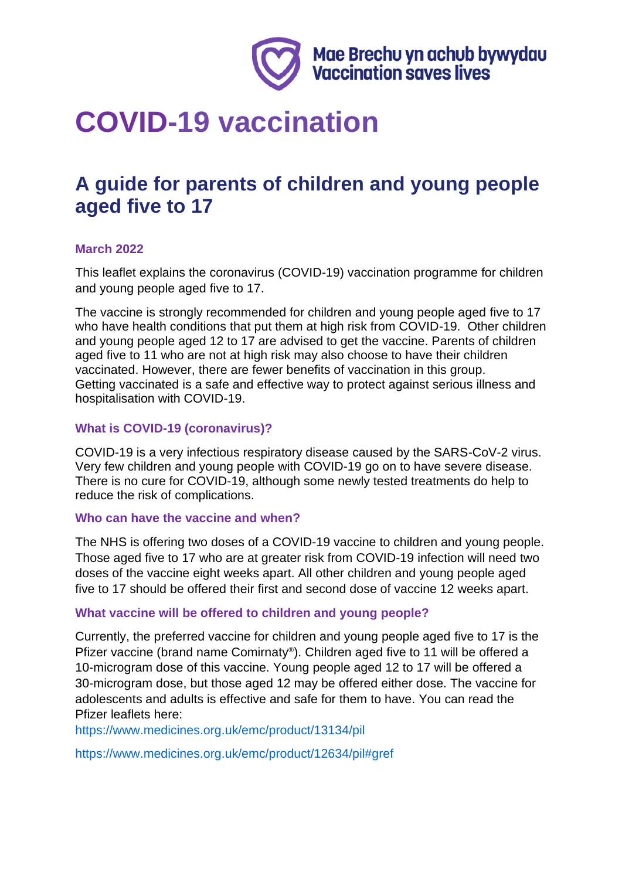Mae Brechu yn achub bywydau
Vaccination saves lives

# COVID-19 vaccination

## A guide for parents of children and young people aged five to 17

### March 2022

This leaflet explains the coronavirus (COVID-19) vaccination programme for children and young people aged five to 17.

The vaccine is strongly recommended for children and young people aged five to 17 who have health conditions that put them at high risk from COVID-19. Other children and young people aged 12 to 17 are advised to get the vaccine. Parents of children aged five to 11 who are not at high risk may also choose to have their children vaccinated. However, there are fewer benefits of vaccination in this group. Getting vaccinated is a safe and effective way to protect against serious illness and hospitalisation with COVID-19.

### What is COVID-19 (coronavirus)?

COVID-19 is a very infectious respiratory disease caused by the SARS-CoV-2 virus. Very few children and young people with COVID-19 go on to have severe disease. There is no cure for COVID-19, although some newly tested treatments do help to reduce the risk of complications.

### Who can have the vaccine and when?

The NHS is offering two doses of a COVID-19 vaccine to children and young people. Those aged five to 17 who are at greater risk from COVID-19 infection will need two doses of the vaccine eight weeks apart. All other children and young people aged five to 17 should be offered their first and second dose of vaccine 12 weeks apart.

### What vaccine will be offered to children and young people?

Currently, the preferred vaccine for children and young people aged five to 17 is the Pfizer vaccine (brand name Comirnaty®). Children aged five to 11 will be offered a 10-microgram dose of this vaccine. Young people aged 12 to 17 will be offered a 30-microgram dose, but those aged 12 may be offered either dose. The vaccine for adolescents and adults is effective and safe for them to have. You can read the Pfizer leaflets here:

https://www.medicines.org.uk/emc/product/13134/pil

https://www.medicines.org.uk/emc/product/12634/pil#gref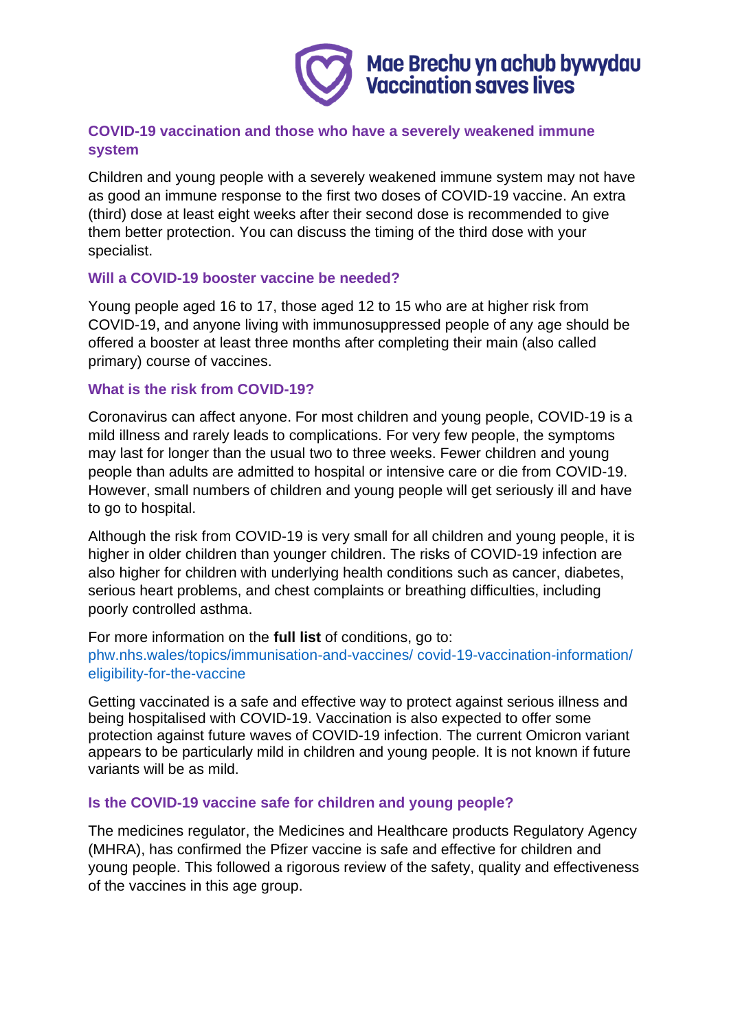## COVID-19 vaccination and those who have a severely weakened immune system

Children and young people with a severely weakened immune system may not have as good an immune response to the first two doses of COVID-19 vaccine. An extra (third) dose at least eight weeks after their second dose is recommended to give them better protection. You can discuss the timing of the third dose with your specialist.

## Will a COVID-19 booster vaccine be needed?

Young people aged 16 to 17, those aged 12 to 15 who are at higher risk from COVID-19, and anyone living with immunosuppressed people of any age should be offered a booster at least three months after completing their main (also called primary) course of vaccines.

## What is the risk from COVID-19?

Coronavirus can affect anyone. For most children and young people, COVID-19 is a mild illness and rarely leads to complications. For very few people, the symptoms may last for longer than the usual two to three weeks. Fewer children and young people than adults are admitted to hospital or intensive care or die from COVID-19. However, small numbers of children and young people will get seriously ill and have to go to hospital.

Although the risk from COVID-19 is very small for all children and young people, it is higher in older children than younger children. The risks of COVID-19 infection are also higher for children with underlying health conditions such as cancer, diabetes, serious heart problems, and chest complaints or breathing difficulties, including poorly controlled asthma.

For more information on the **full list** of conditions, go to: phw.nhs.wales/topics/immunisation-and-vaccines/ covid-19-vaccination-information/ eligibility-for-the-vaccine

Getting vaccinated is a safe and effective way to protect against serious illness and being hospitalised with COVID-19. Vaccination is also expected to offer some protection against future waves of COVID-19 infection. The current Omicron variant appears to be particularly mild in children and young people. It is not known if future variants will be as mild.

## Is the COVID-19 vaccine safe for children and young people?

The medicines regulator, the Medicines and Healthcare products Regulatory Agency (MHRA), has confirmed the Pfizer vaccine is safe and effective for children and young people. This followed a rigorous review of the safety, quality and effectiveness of the vaccines in this age group.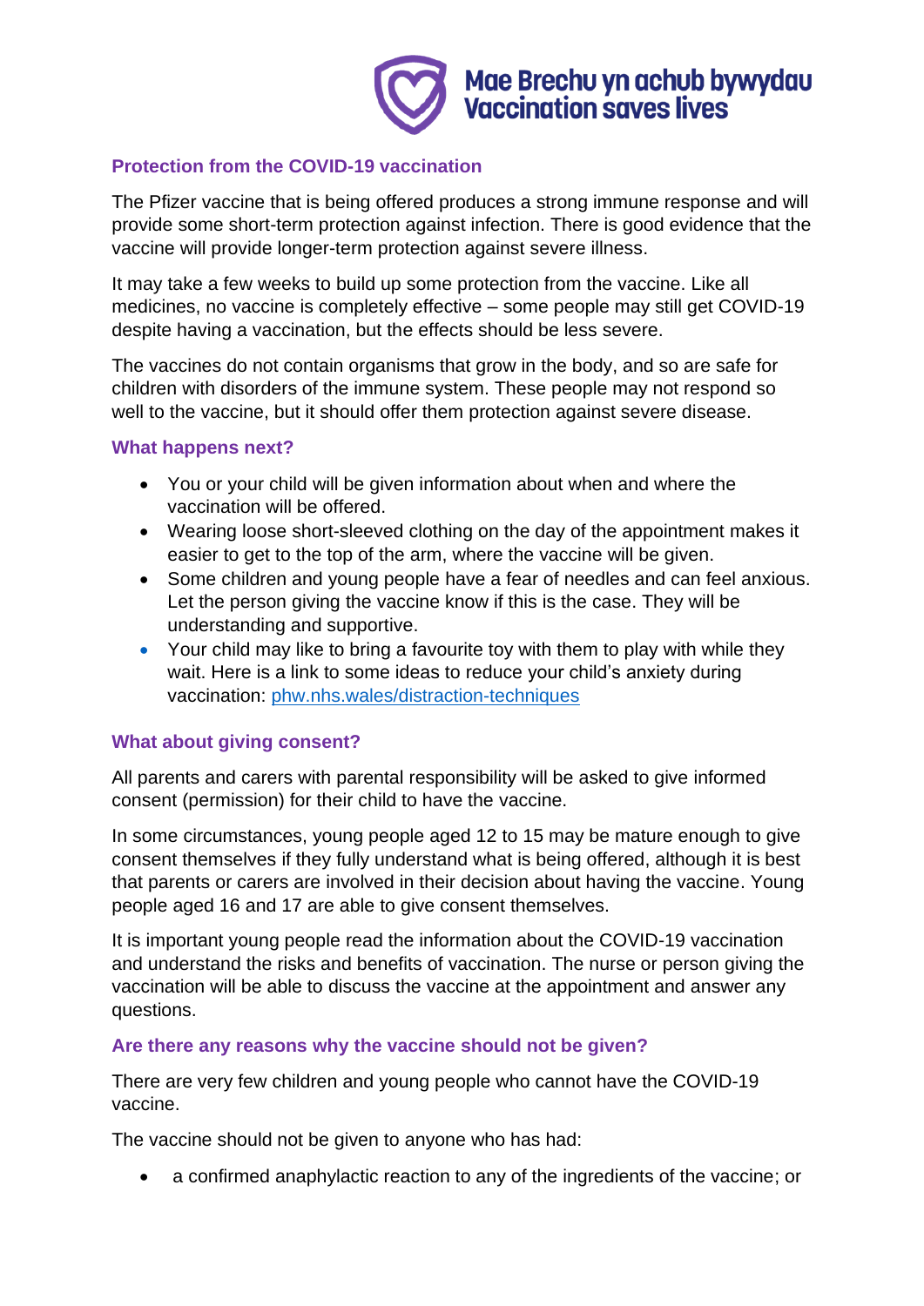## Protection from the COVID-19 vaccination

The Pfizer vaccine that is being offered produces a strong immune response and will provide some short-term protection against infection. There is good evidence that the vaccine will provide longer-term protection against severe illness.

It may take a few weeks to build up some protection from the vaccine. Like all medicines, no vaccine is completely effective – some people may still get COVID-19 despite having a vaccination, but the effects should be less severe.

The vaccines do not contain organisms that grow in the body, and so are safe for children with disorders of the immune system. These people may not respond so well to the vaccine, but it should offer them protection against severe disease.

## What happens next?

- You or your child will be given information about when and where the vaccination will be offered.
- Wearing loose short-sleeved clothing on the day of the appointment makes it easier to get to the top of the arm, where the vaccine will be given.
- Some children and young people have a fear of needles and can feel anxious. Let the person giving the vaccine know if this is the case. They will be understanding and supportive.
- Your child may like to bring a favourite toy with them to play with while they wait. Here is a link to some ideas to reduce your child's anxiety during vaccination: phw.nhs.wales/distraction-techniques

## What about giving consent?

All parents and carers with parental responsibility will be asked to give informed consent (permission) for their child to have the vaccine.

In some circumstances, young people aged 12 to 15 may be mature enough to give consent themselves if they fully understand what is being offered, although it is best that parents or carers are involved in their decision about having the vaccine. Young people aged 16 and 17 are able to give consent themselves.

It is important young people read the information about the COVID-19 vaccination and understand the risks and benefits of vaccination. The nurse or person giving the vaccination will be able to discuss the vaccine at the appointment and answer any questions.

## Are there any reasons why the vaccine should not be given?

There are very few children and young people who cannot have the COVID-19 vaccine.

The vaccine should not be given to anyone who has had:

- a confirmed anaphylactic reaction to any of the ingredients of the vaccine; or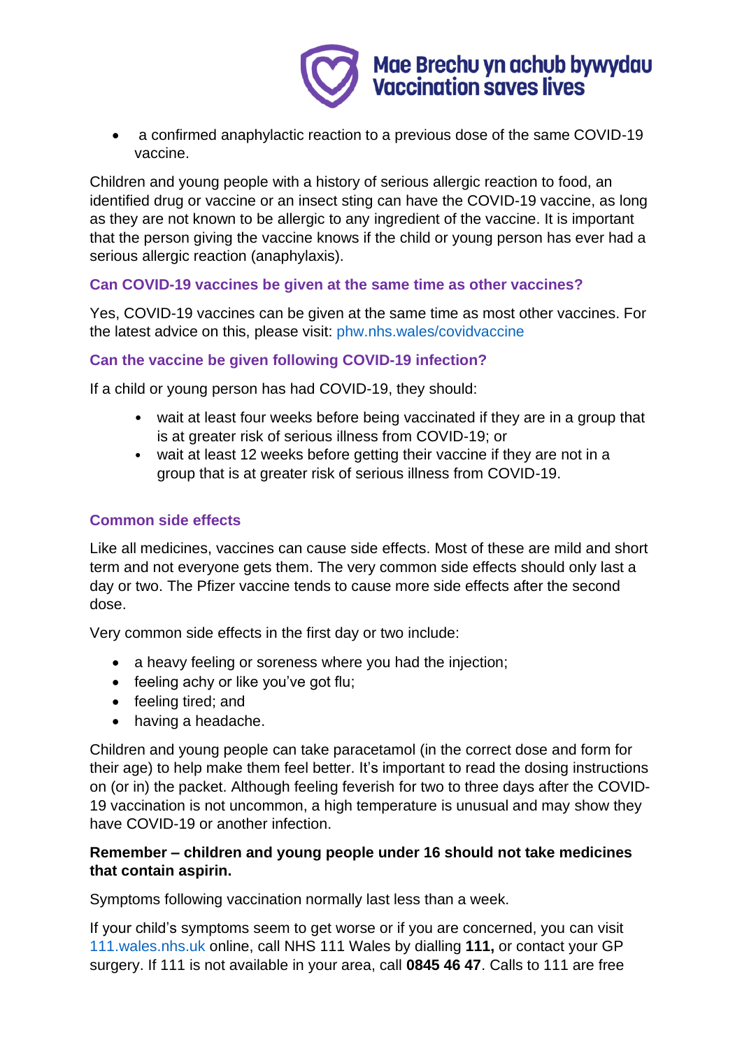- a confirmed anaphylactic reaction to a previous dose of the same COVID-19 vaccine.

Children and young people with a history of serious allergic reaction to food, an identified drug or vaccine or an insect sting can have the COVID-19 vaccine, as long as they are not known to be allergic to any ingredient of the vaccine. It is important that the person giving the vaccine knows if the child or young person has ever had a serious allergic reaction (anaphylaxis).

### Can COVID-19 vaccines be given at the same time as other vaccines?

Yes, COVID-19 vaccines can be given at the same time as most other vaccines. For the latest advice on this, please visit: phw.nhs.wales/covidvaccine

### Can the vaccine be given following COVID-19 infection?

If a child or young person has had COVID-19, they should:

- wait at least four weeks before being vaccinated if they are in a group that is at greater risk of serious illness from COVID-19; or
- wait at least 12 weeks before getting their vaccine if they are not in a group that is at greater risk of serious illness from COVID-19.

### Common side effects

Like all medicines, vaccines can cause side effects. Most of these are mild and short term and not everyone gets them. The very common side effects should only last a day or two. The Pfizer vaccine tends to cause more side effects after the second dose.

Very common side effects in the first day or two include:

- a heavy feeling or soreness where you had the injection;
- feeling achy or like you've got flu;
- feeling tired; and
- having a headache.

Children and young people can take paracetamol (in the correct dose and form for their age) to help make them feel better. It's important to read the dosing instructions on (or in) the packet. Although feeling feverish for two to three days after the COVID-19 vaccination is not uncommon, a high temperature is unusual and may show they have COVID-19 or another infection.

**Remember – children and young people under 16 should not take medicines that contain aspirin.**

Symptoms following vaccination normally last less than a week.

If your child's symptoms seem to get worse or if you are concerned, you can visit 111.wales.nhs.uk online, call NHS 111 Wales by dialling **111,** or contact your GP surgery. If 111 is not available in your area, call **0845 46 47**. Calls to 111 are free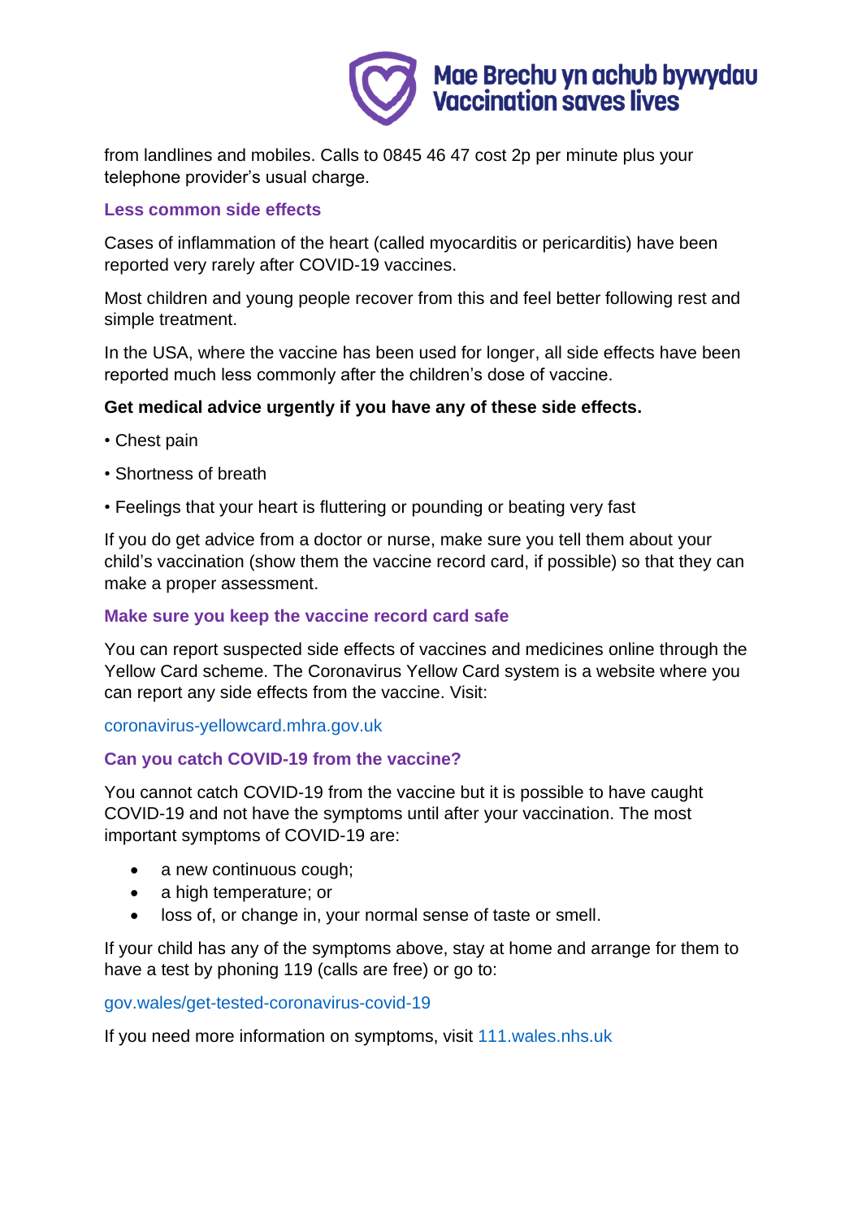from landlines and mobiles. Calls to 0845 46 47 cost 2p per minute plus your telephone provider's usual charge.

### Less common side effects

Cases of inflammation of the heart (called myocarditis or pericarditis) have been reported very rarely after COVID-19 vaccines.

Most children and young people recover from this and feel better following rest and simple treatment.

In the USA, where the vaccine has been used for longer, all side effects have been reported much less commonly after the children's dose of vaccine.

**Get medical advice urgently if you have any of these side effects.**

- Chest pain
- Shortness of breath
- Feelings that your heart is fluttering or pounding or beating very fast

If you do get advice from a doctor or nurse, make sure you tell them about your child's vaccination (show them the vaccine record card, if possible) so that they can make a proper assessment.

### Make sure you keep the vaccine record card safe

You can report suspected side effects of vaccines and medicines online through the Yellow Card scheme. The Coronavirus Yellow Card system is a website where you can report any side effects from the vaccine. Visit:

coronavirus-yellowcard.mhra.gov.uk

### Can you catch COVID-19 from the vaccine?

You cannot catch COVID-19 from the vaccine but it is possible to have caught COVID-19 and not have the symptoms until after your vaccination. The most important symptoms of COVID-19 are:

- a new continuous cough;
- a high temperature; or
- loss of, or change in, your normal sense of taste or smell.

If your child has any of the symptoms above, stay at home and arrange for them to have a test by phoning 119 (calls are free) or go to:

gov.wales/get-tested-coronavirus-covid-19

If you need more information on symptoms, visit 111.wales.nhs.uk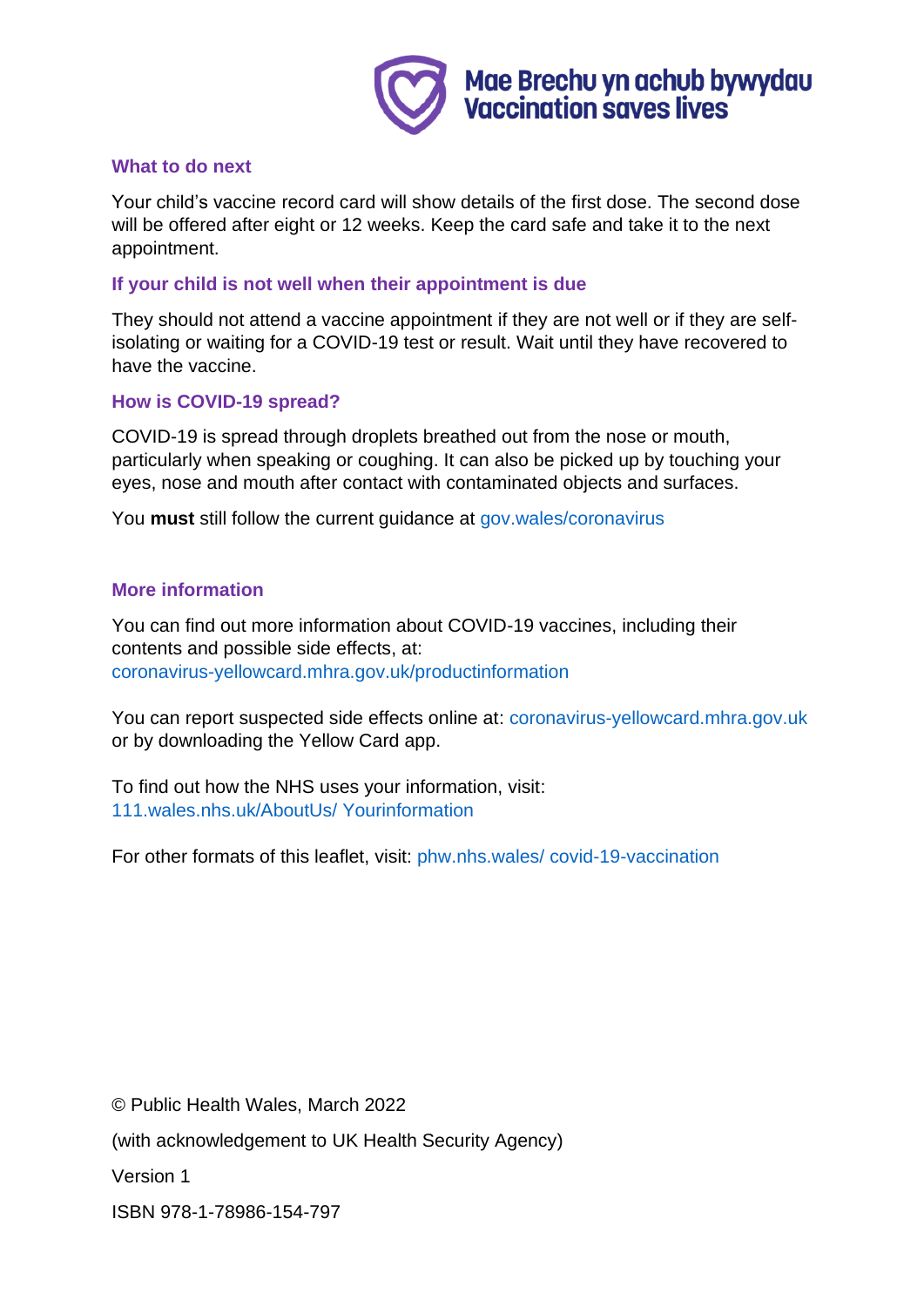Mae Brechu yn achub bywydau
Vaccination saves lives

## What to do next

Your child's vaccine record card will show details of the first dose. The second dose will be offered after eight or 12 weeks. Keep the card safe and take it to the next appointment.

## If your child is not well when their appointment is due

They should not attend a vaccine appointment if they are not well or if they are self-isolating or waiting for a COVID-19 test or result. Wait until they have recovered to have the vaccine.

## How is COVID-19 spread?

COVID-19 is spread through droplets breathed out from the nose or mouth, particularly when speaking or coughing. It can also be picked up by touching your eyes, nose and mouth after contact with contaminated objects and surfaces.

You **must** still follow the current guidance at gov.wales/coronavirus

## More information

You can find out more information about COVID-19 vaccines, including their contents and possible side effects, at:
coronavirus-yellowcard.mhra.gov.uk/productinformation

You can report suspected side effects online at: coronavirus-yellowcard.mhra.gov.uk or by downloading the Yellow Card app.

To find out how the NHS uses your information, visit:
111.wales.nhs.uk/AboutUs/ Yourinformation

For other formats of this leaflet, visit: phw.nhs.wales/ covid-19-vaccination

© Public Health Wales, March 2022

(with acknowledgement to UK Health Security Agency)

Version 1

ISBN 978-1-78986-154-797